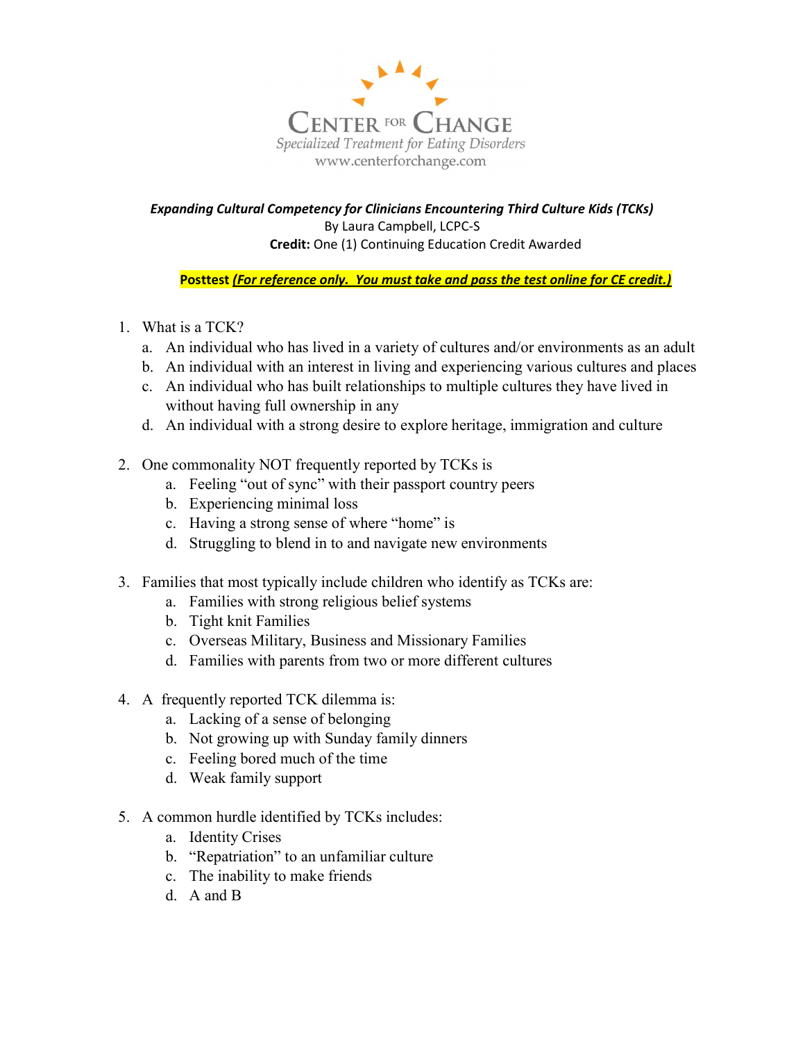**CENTER FOR CHANGE**

*Specialized Treatment for Eating Disorders*

www.centerforchange.com

***Expanding Cultural Competency for Clinicians Encountering Third Culture Kids (TCKs)***

By Laura Campbell, LCPC-S

**Credit:** One (1) Continuing Education Credit Awarded

**Posttest** ***(For reference only. You must take and pass the test online for CE credit.)***

1. What is a TCK?
   a. An individual who has lived in a variety of cultures and/or environments as an adult
   b. An individual with an interest in living and experiencing various cultures and places
   c. An individual who has built relationships to multiple cultures they have lived in without having full ownership in any
   d. An individual with a strong desire to explore heritage, immigration and culture

2. One commonality NOT frequently reported by TCKs is
   a. Feeling "out of sync" with their passport country peers
   b. Experiencing minimal loss
   c. Having a strong sense of where "home" is
   d. Struggling to blend in to and navigate new environments

3. Families that most typically include children who identify as TCKs are:
   a. Families with strong religious belief systems
   b. Tight knit Families
   c. Overseas Military, Business and Missionary Families
   d. Families with parents from two or more different cultures

4. A frequently reported TCK dilemma is:
   a. Lacking of a sense of belonging
   b. Not growing up with Sunday family dinners
   c. Feeling bored much of the time
   d. Weak family support

5. A common hurdle identified by TCKs includes:
   a. Identity Crises
   b. "Repatriation" to an unfamiliar culture
   c. The inability to make friends
   d. A and B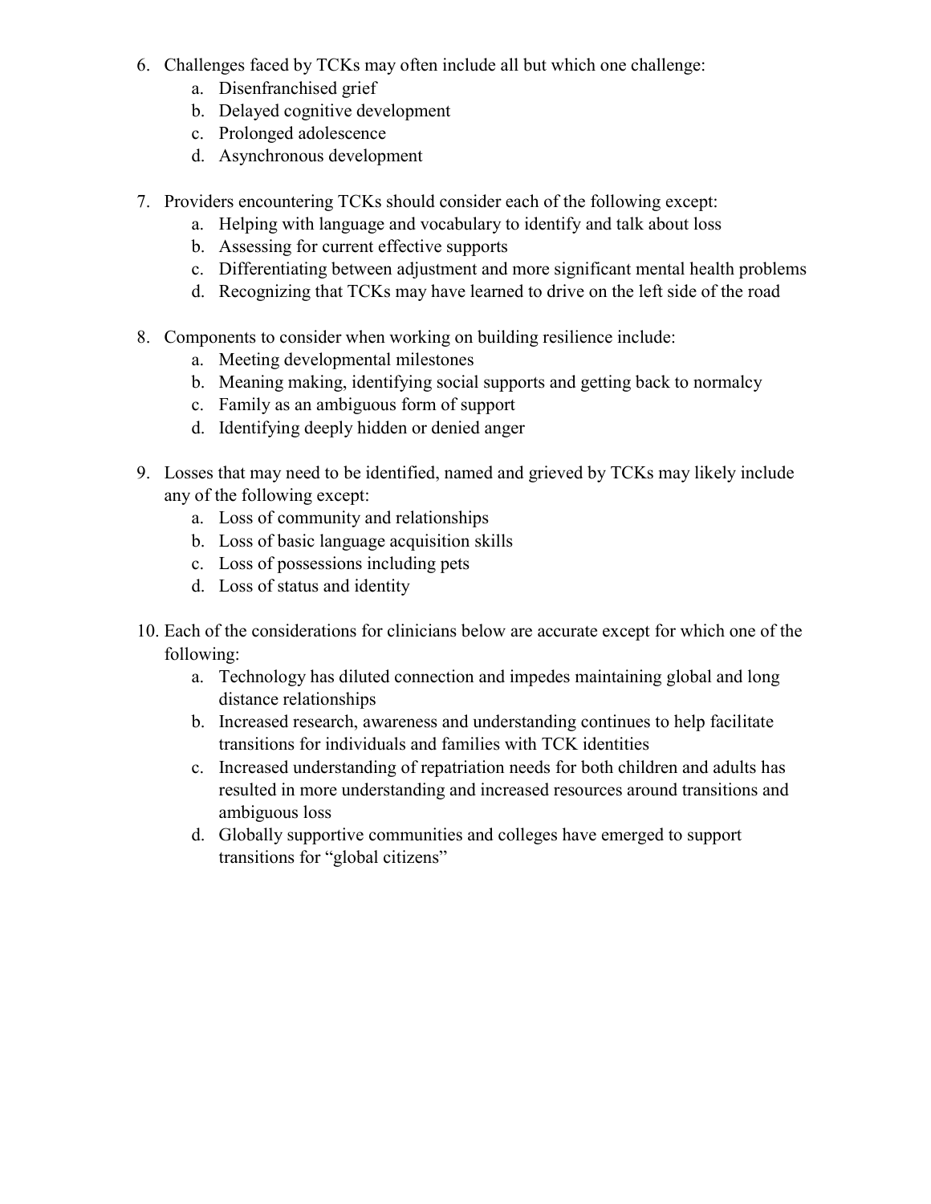6. Challenges faced by TCKs may often include all but which one challenge:
    a. Disenfranchised grief
    b. Delayed cognitive development
    c. Prolonged adolescence
    d. Asynchronous development

7. Providers encountering TCKs should consider each of the following except:
    a. Helping with language and vocabulary to identify and talk about loss
    b. Assessing for current effective supports
    c. Differentiating between adjustment and more significant mental health problems
    d. Recognizing that TCKs may have learned to drive on the left side of the road

8. Components to consider when working on building resilience include:
    a. Meeting developmental milestones
    b. Meaning making, identifying social supports and getting back to normalcy
    c. Family as an ambiguous form of support
    d. Identifying deeply hidden or denied anger

9. Losses that may need to be identified, named and grieved by TCKs may likely include any of the following except:
    a. Loss of community and relationships
    b. Loss of basic language acquisition skills
    c. Loss of possessions including pets
    d. Loss of status and identity

10. Each of the considerations for clinicians below are accurate except for which one of the following:
    a. Technology has diluted connection and impedes maintaining global and long distance relationships
    b. Increased research, awareness and understanding continues to help facilitate transitions for individuals and families with TCK identities
    c. Increased understanding of repatriation needs for both children and adults has resulted in more understanding and increased resources around transitions and ambiguous loss
    d. Globally supportive communities and colleges have emerged to support transitions for "global citizens"